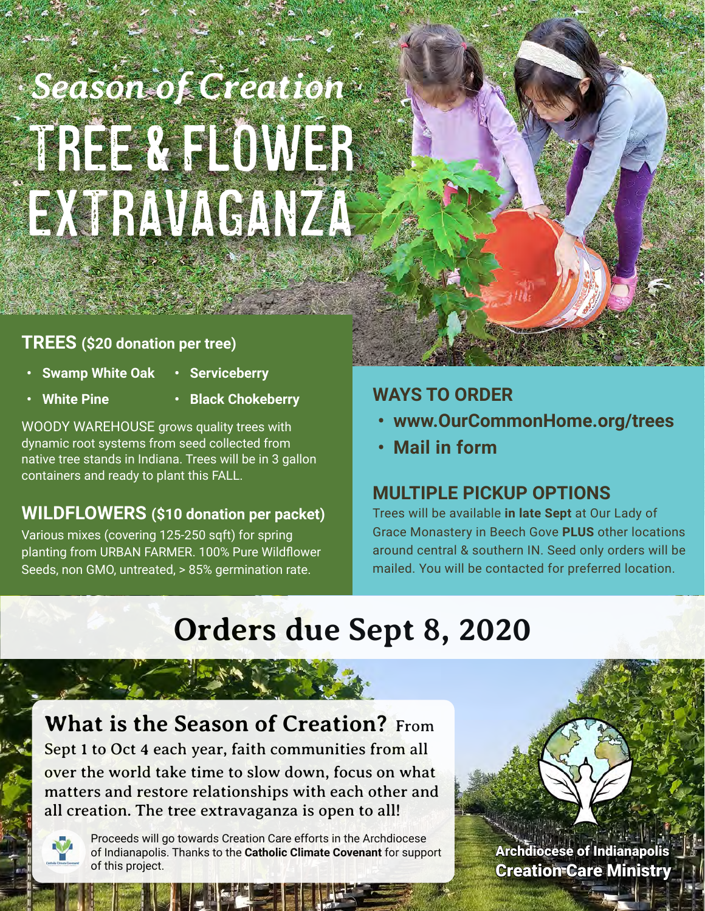*Season of Creation*

# TREE & FLOWER EXTRAVAGANZA

## TREES ($20 donation per tree)

- **Swamp White Oak**
- **Serviceberry**
- **White Pine**
- **Black Chokeberry**

WOODY WAREHOUSE grows quality trees with dynamic root systems from seed collected from native tree stands in Indiana. Trees will be in 3 gallon containers and ready to plant this FALL.

## WILDFLOWERS ($10 donation per packet)

Various mixes (covering 125-250 sqft) for spring planting from URBAN FARMER. 100% Pure Wildflower Seeds, non GMO, untreated, > 85% germination rate.

## WAYS TO ORDER

- **www.OurCommonHome.org/trees**
- **Mail in form**

## MULTIPLE PICKUP OPTIONS

Trees will be available **in late Sept** at Our Lady of Grace Monastery in Beech Gove **PLUS** other locations around central & southern IN. Seed only orders will be mailed. You will be contacted for preferred location.

# Orders due Sept 8, 2020

**What is the Season of Creation?** From Sept 1 to Oct 4 each year, faith communities from all over the world take time to slow down, focus on what matters and restore relationships with each other and all creation. The tree extravaganza is open to all!

Proceeds will go towards Creation Care efforts in the Archdiocese of Indianapolis. Thanks to the **Catholic Climate Covenant** for support of this project.

**Archdiocese of Indianapolis**
**Creation Care Ministry**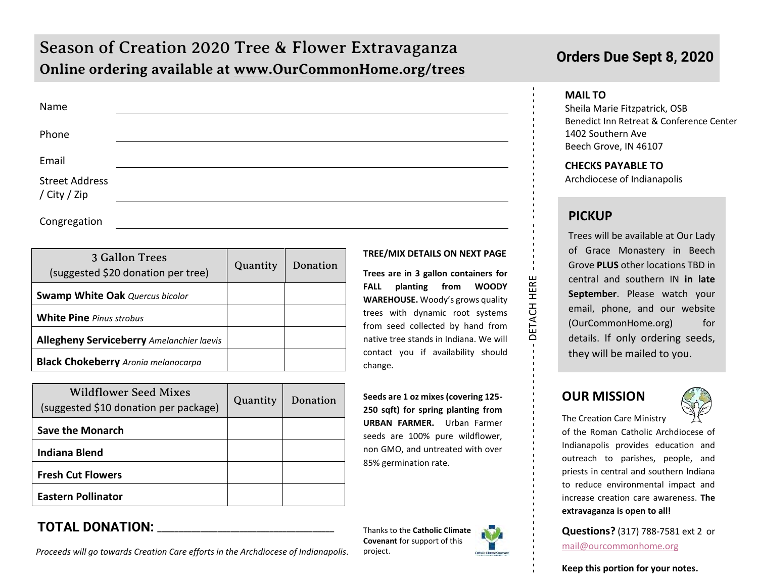# Season of Creation 2020 Tree & Flower Extravaganza

## Online ordering available at www.OurCommonHome.org/trees

**Orders Due Sept 8, 2020**

Name ____________________

Phone ____________________

Email ____________________

Street Address / City / Zip ____________________

Congregation ____________________

| 3 Gallon Trees (suggested $20 donation per tree) | Quantity | Donation |
|---|---|---|
| **Swamp White Oak** *Quercus bicolor* | | |
| **White Pine** *Pinus strobus* | | |
| **Allegheny Serviceberry** *Amelanchier laevis* | | |
| **Black Chokeberry** *Aronia melanocarpa* | | |

| Wildflower Seed Mixes (suggested $10 donation per package) | Quantity | Donation |
|---|---|---|
| **Save the Monarch** | | |
| **Indiana Blend** | | |
| **Fresh Cut Flowers** | | |
| **Eastern Pollinator** | | |

**TOTAL DONATION:** ____________________

*Proceeds will go towards Creation Care efforts in the Archdiocese of Indianapolis.*

**TREE/MIX DETAILS ON NEXT PAGE**

**Trees are in 3 gallon containers for FALL planting from WOODY WAREHOUSE.** Woody's grows quality trees with dynamic root systems from seed collected by hand from native tree stands in Indiana. We will contact you if availability should change.

**Seeds are 1 oz mixes (covering 125-250 sqft) for spring planting from URBAN FARMER.** Urban Farmer seeds are 100% pure wildflower, non GMO, and untreated with over 85% germination rate.

Thanks to the **Catholic Climate Covenant** for support of this project.

DETACH HERE

**MAIL TO**
Sheila Marie Fitzpatrick, OSB
Benedict Inn Retreat & Conference Center
1402 Southern Ave
Beech Grove, IN 46107

**CHECKS PAYABLE TO**
Archdiocese of Indianapolis

## PICKUP

Trees will be available at Our Lady of Grace Monastery in Beech Grove **PLUS** other locations TBD in central and southern IN **in late September**. Please watch your email, phone, and our website (OurCommonHome.org) for details. If only ordering seeds, they will be mailed to you.

## OUR MISSION

The Creation Care Ministry of the Roman Catholic Archdiocese of Indianapolis provides education and outreach to parishes, people, and priests in central and southern Indiana to reduce environmental impact and increase creation care awareness. **The extravaganza is open to all!**

**Questions?** (317) 788-7581 ext 2 or mail@ourcommonhome.org

**Keep this portion for your notes.**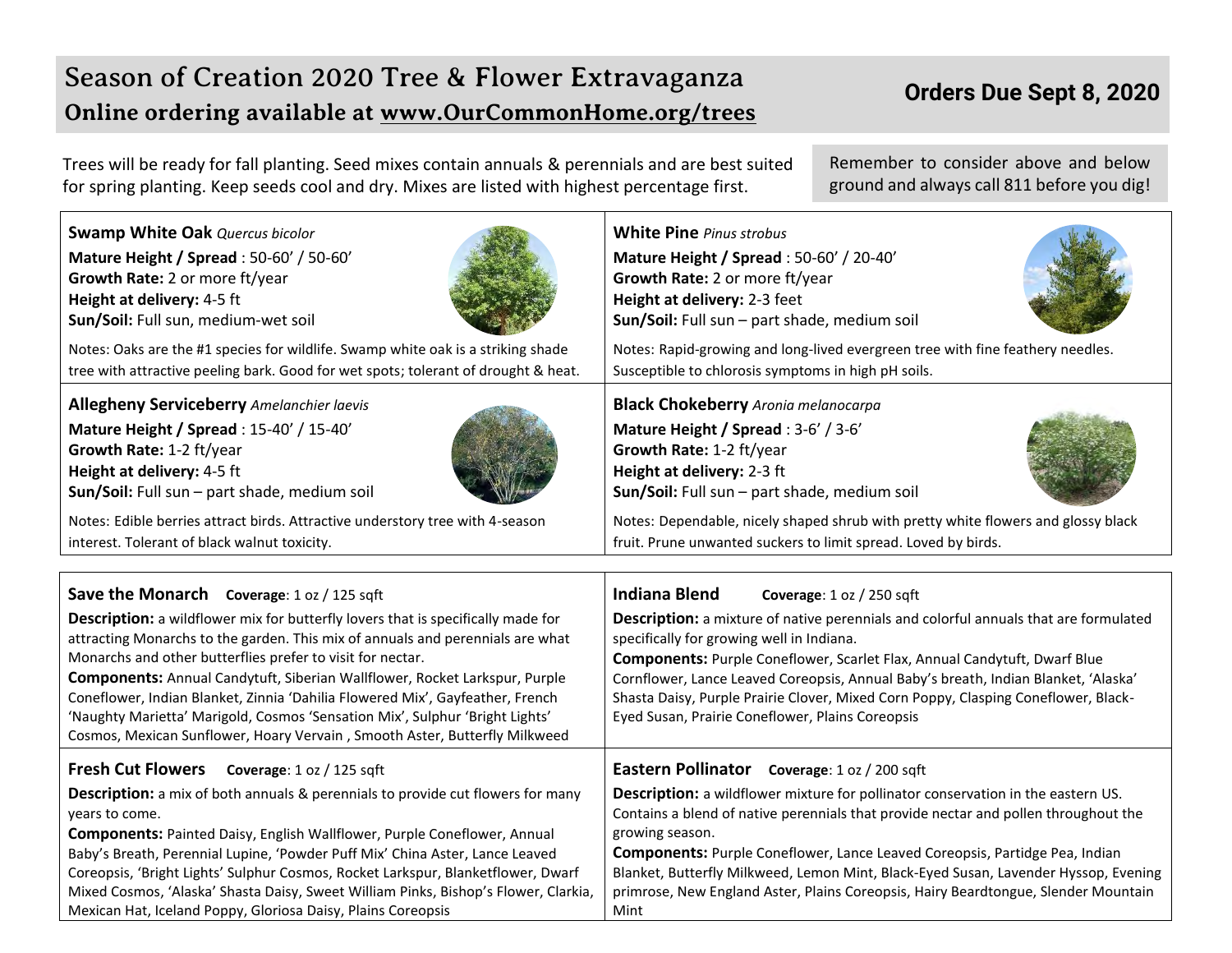# Season of Creation 2020 Tree & Flower Extravaganza

## Online ordering available at www.OurCommonHome.org/trees

**Orders Due Sept 8, 2020**

Trees will be ready for fall planting. Seed mixes contain annuals & perennials and are best suited for spring planting. Keep seeds cool and dry. Mixes are listed with highest percentage first.

Remember to consider above and below ground and always call 811 before you dig!

### Swamp White Oak *Quercus bicolor*

**Mature Height / Spread** : 50-60' / 50-60'
**Growth Rate:** 2 or more ft/year
**Height at delivery:** 4-5 ft
**Sun/Soil:** Full sun, medium-wet soil

Notes: Oaks are the #1 species for wildlife. Swamp white oak is a striking shade tree with attractive peeling bark. Good for wet spots; tolerant of drought & heat.

### White Pine *Pinus strobus*

**Mature Height / Spread** : 50-60' / 20-40'
**Growth Rate:** 2 or more ft/year
**Height at delivery:** 2-3 feet
**Sun/Soil:** Full sun – part shade, medium soil

Notes: Rapid-growing and long-lived evergreen tree with fine feathery needles. Susceptible to chlorosis symptoms in high pH soils.

### Allegheny Serviceberry *Amelanchier laevis*

**Mature Height / Spread** : 15-40' / 15-40'
**Growth Rate:** 1-2 ft/year
**Height at delivery:** 4-5 ft
**Sun/Soil:** Full sun – part shade, medium soil

Notes: Edible berries attract birds. Attractive understory tree with 4-season interest. Tolerant of black walnut toxicity.

### Black Chokeberry *Aronia melanocarpa*

**Mature Height / Spread** : 3-6' / 3-6'
**Growth Rate:** 1-2 ft/year
**Height at delivery:** 2-3 ft
**Sun/Soil:** Full sun – part shade, medium soil

Notes: Dependable, nicely shaped shrub with pretty white flowers and glossy black fruit. Prune unwanted suckers to limit spread. Loved by birds.

### Save the Monarch **Coverage**: 1 oz / 125 sqft

**Description:** a wildflower mix for butterfly lovers that is specifically made for attracting Monarchs to the garden. This mix of annuals and perennials are what Monarchs and other butterflies prefer to visit for nectar.
**Components:** Annual Candytuft, Siberian Wallflower, Rocket Larkspur, Purple Coneflower, Indian Blanket, Zinnia 'Dahilia Flowered Mix', Gayfeather, French 'Naughty Marietta' Marigold, Cosmos 'Sensation Mix', Sulphur 'Bright Lights' Cosmos, Mexican Sunflower, Hoary Vervain , Smooth Aster, Butterfly Milkweed

### Indiana Blend **Coverage**: 1 oz / 250 sqft

**Description:** a mixture of native perennials and colorful annuals that are formulated specifically for growing well in Indiana.
**Components:** Purple Coneflower, Scarlet Flax, Annual Candytuft, Dwarf Blue Cornflower, Lance Leaved Coreopsis, Annual Baby's breath, Indian Blanket, 'Alaska' Shasta Daisy, Purple Prairie Clover, Mixed Corn Poppy, Clasping Coneflower, Black-Eyed Susan, Prairie Coneflower, Plains Coreopsis

### Fresh Cut Flowers **Coverage**: 1 oz / 125 sqft

**Description:** a mix of both annuals & perennials to provide cut flowers for many years to come.
**Components:** Painted Daisy, English Wallflower, Purple Coneflower, Annual Baby's Breath, Perennial Lupine, 'Powder Puff Mix' China Aster, Lance Leaved Coreopsis, 'Bright Lights' Sulphur Cosmos, Rocket Larkspur, Blanketflower, Dwarf Mixed Cosmos, 'Alaska' Shasta Daisy, Sweet William Pinks, Bishop's Flower, Clarkia, Mexican Hat, Iceland Poppy, Gloriosa Daisy, Plains Coreopsis

### Eastern Pollinator **Coverage**: 1 oz / 200 sqft

**Description:** a wildflower mixture for pollinator conservation in the eastern US. Contains a blend of native perennials that provide nectar and pollen throughout the growing season.
**Components:** Purple Coneflower, Lance Leaved Coreopsis, Partidge Pea, Indian Blanket, Butterfly Milkweed, Lemon Mint, Black-Eyed Susan, Lavender Hyssop, Evening primrose, New England Aster, Plains Coreopsis, Hairy Beardtongue, Slender Mountain Mint